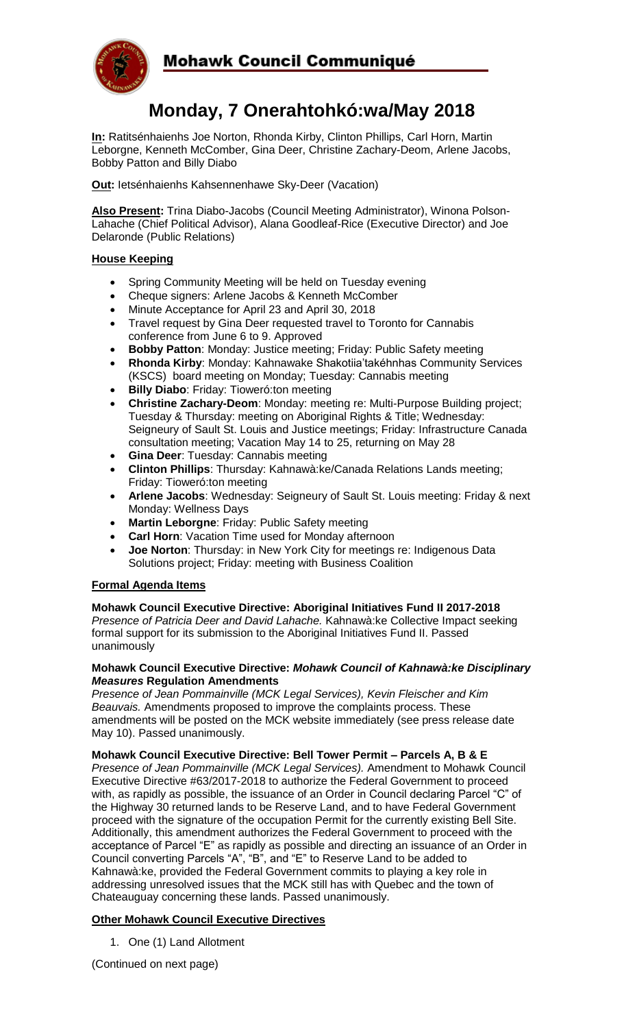# Mohawk Council Communiqué

## Monday, 7 Onerahtohkó:wa/May 2018

**In:** Ratitsénhaienhs Joe Norton, Rhonda Kirby, Clinton Phillips, Carl Horn, Martin Leborgne, Kenneth McComber, Gina Deer, Christine Zachary-Deom, Arlene Jacobs, Bobby Patton and Billy Diabo

**Out:** Ietsénhaienhs Kahsennenhawe Sky-Deer (Vacation)

**Also Present:** Trina Diabo-Jacobs (Council Meeting Administrator), Winona Polson-Lahache (Chief Political Advisor), Alana Goodleaf-Rice (Executive Director) and Joe Delaronde (Public Relations)

### House Keeping

- Spring Community Meeting will be held on Tuesday evening
- Cheque signers: Arlene Jacobs & Kenneth McComber
- Minute Acceptance for April 23 and April 30, 2018
- Travel request by Gina Deer requested travel to Toronto for Cannabis conference from June 6 to 9. Approved
- **Bobby Patton**: Monday: Justice meeting; Friday: Public Safety meeting
- **Rhonda Kirby**: Monday: Kahnawake Shakotiia'takéhnhas Community Services (KSCS) board meeting on Monday; Tuesday: Cannabis meeting
- **Billy Diabo**: Friday: Tioweró:ton meeting
- **Christine Zachary-Deom**: Monday: meeting re: Multi-Purpose Building project; Tuesday & Thursday: meeting on Aboriginal Rights & Title; Wednesday: Seigneury of Sault St. Louis and Justice meetings; Friday: Infrastructure Canada consultation meeting; Vacation May 14 to 25, returning on May 28
- **Gina Deer**: Tuesday: Cannabis meeting
- **Clinton Phillips**: Thursday: Kahnawà:ke/Canada Relations Lands meeting; Friday: Tioweró:ton meeting
- **Arlene Jacobs**: Wednesday: Seigneury of Sault St. Louis meeting: Friday & next Monday: Wellness Days
- **Martin Leborgne**: Friday: Public Safety meeting
- **Carl Horn**: Vacation Time used for Monday afternoon
- **Joe Norton**: Thursday: in New York City for meetings re: Indigenous Data Solutions project; Friday: meeting with Business Coalition

### Formal Agenda Items

**Mohawk Council Executive Directive: Aboriginal Initiatives Fund II 2017-2018**
*Presence of Patricia Deer and David Lahache.* Kahnawà:ke Collective Impact seeking formal support for its submission to the Aboriginal Initiatives Fund II. Passed unanimously

**Mohawk Council Executive Directive: *Mohawk Council of Kahnawà:ke Disciplinary Measures* Regulation Amendments**
*Presence of Jean Pommainville (MCK Legal Services), Kevin Fleischer and Kim Beauvais.* Amendments proposed to improve the complaints process. These amendments will be posted on the MCK website immediately (see press release date May 10). Passed unanimously.

**Mohawk Council Executive Directive: Bell Tower Permit – Parcels A, B & E**
*Presence of Jean Pommainville (MCK Legal Services).* Amendment to Mohawk Council Executive Directive #63/2017-2018 to authorize the Federal Government to proceed with, as rapidly as possible, the issuance of an Order in Council declaring Parcel "C" of the Highway 30 returned lands to be Reserve Land, and to have Federal Government proceed with the signature of the occupation Permit for the currently existing Bell Site. Additionally, this amendment authorizes the Federal Government to proceed with the acceptance of Parcel "E" as rapidly as possible and directing an issuance of an Order in Council converting Parcels "A", "B", and "E" to Reserve Land to be added to Kahnawà:ke, provided the Federal Government commits to playing a key role in addressing unresolved issues that the MCK still has with Quebec and the town of Chateauguay concerning these lands. Passed unanimously.

### Other Mohawk Council Executive Directives

1. One (1) Land Allotment

(Continued on next page)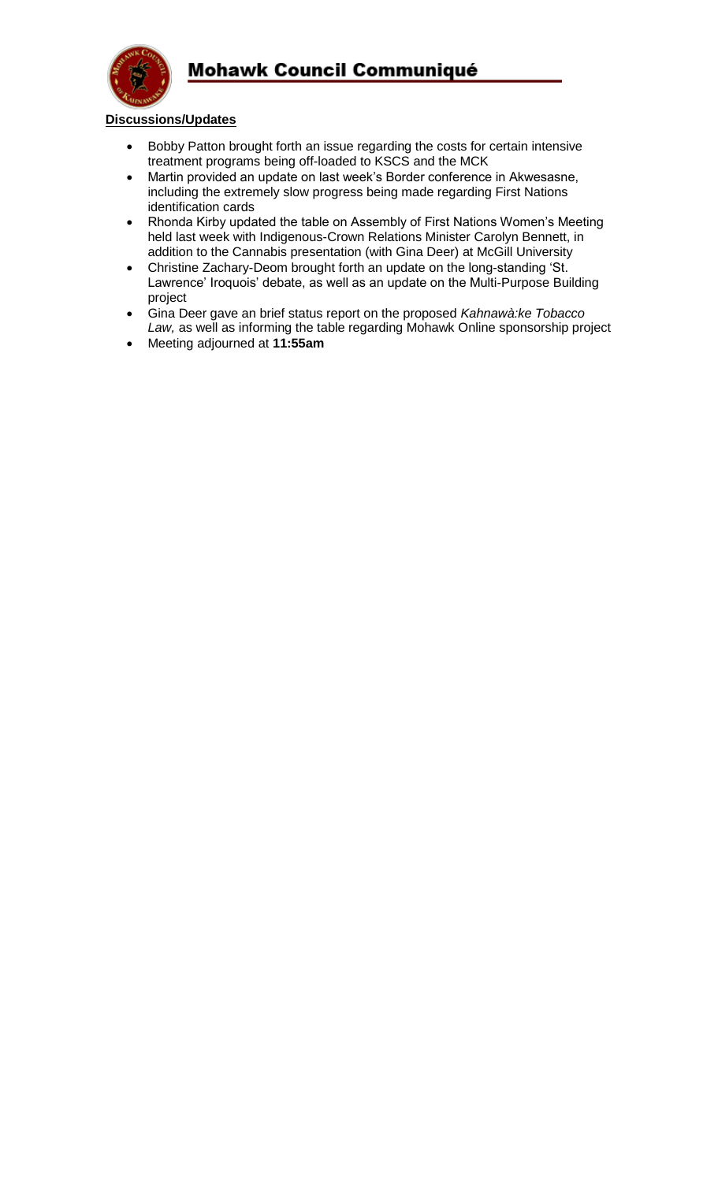**Discussions/Updates**

- Bobby Patton brought forth an issue regarding the costs for certain intensive treatment programs being off-loaded to KSCS and the MCK
- Martin provided an update on last week's Border conference in Akwesasne, including the extremely slow progress being made regarding First Nations identification cards
- Rhonda Kirby updated the table on Assembly of First Nations Women's Meeting held last week with Indigenous-Crown Relations Minister Carolyn Bennett, in addition to the Cannabis presentation (with Gina Deer) at McGill University
- Christine Zachary-Deom brought forth an update on the long-standing 'St. Lawrence' Iroquois' debate, as well as an update on the Multi-Purpose Building project
- Gina Deer gave an brief status report on the proposed *Kahnawà:ke Tobacco Law,* as well as informing the table regarding Mohawk Online sponsorship project
- Meeting adjourned at **11:55am**